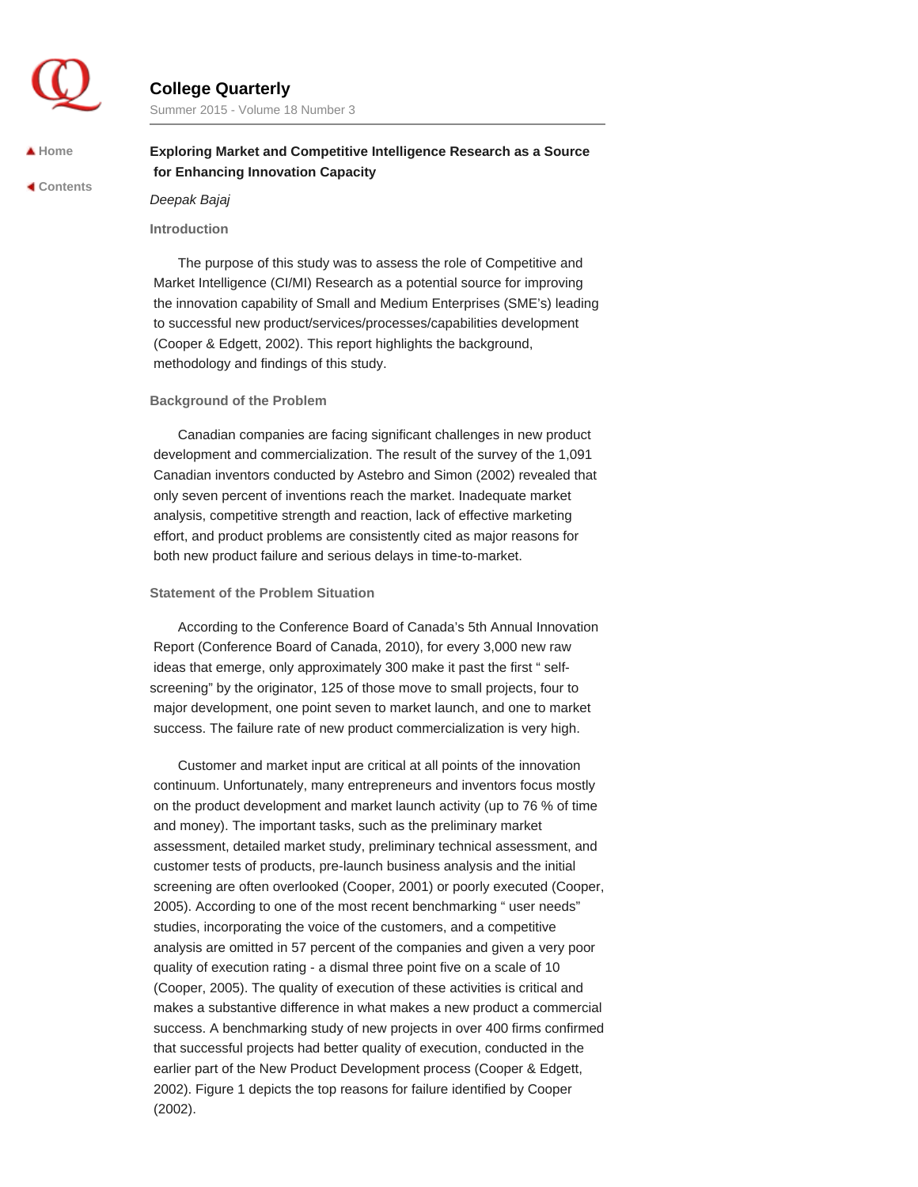# Exploring Market and Competitive Intelligence Research as a Source for Enhancing Innovation Capacity

*Deepak Bajaj*

## Introduction

The purpose of this study was to assess the role of Competitive and Market Intelligence (CI/MI) Research as a potential source for improving the innovation capability of Small and Medium Enterprises (SME's) leading to successful new product/services/processes/capabilities development (Cooper & Edgett, 2002). This report highlights the background, methodology and findings of this study.

## Background of the Problem

Canadian companies are facing significant challenges in new product development and commercialization. The result of the survey of the 1,091 Canadian inventors conducted by Astebro and Simon (2002) revealed that only seven percent of inventions reach the market. Inadequate market analysis, competitive strength and reaction, lack of effective marketing effort, and product problems are consistently cited as major reasons for both new product failure and serious delays in time-to-market.

## Statement of the Problem Situation

According to the Conference Board of Canada's 5th Annual Innovation Report (Conference Board of Canada, 2010), for every 3,000 new raw ideas that emerge, only approximately 300 make it past the first " self-screening" by the originator, 125 of those move to small projects, four to major development, one point seven to market launch, and one to market success. The failure rate of new product commercialization is very high.

Customer and market input are critical at all points of the innovation continuum. Unfortunately, many entrepreneurs and inventors focus mostly on the product development and market launch activity (up to 76 % of time and money). The important tasks, such as the preliminary market assessment, detailed market study, preliminary technical assessment, and customer tests of products, pre-launch business analysis and the initial screening are often overlooked (Cooper, 2001) or poorly executed (Cooper, 2005). According to one of the most recent benchmarking " user needs" studies, incorporating the voice of the customers, and a competitive analysis are omitted in 57 percent of the companies and given a very poor quality of execution rating - a dismal three point five on a scale of 10 (Cooper, 2005). The quality of execution of these activities is critical and makes a substantive difference in what makes a new product a commercial success. A benchmarking study of new projects in over 400 firms confirmed that successful projects had better quality of execution, conducted in the earlier part of the New Product Development process (Cooper & Edgett, 2002). Figure 1 depicts the top reasons for failure identified by Cooper (2002).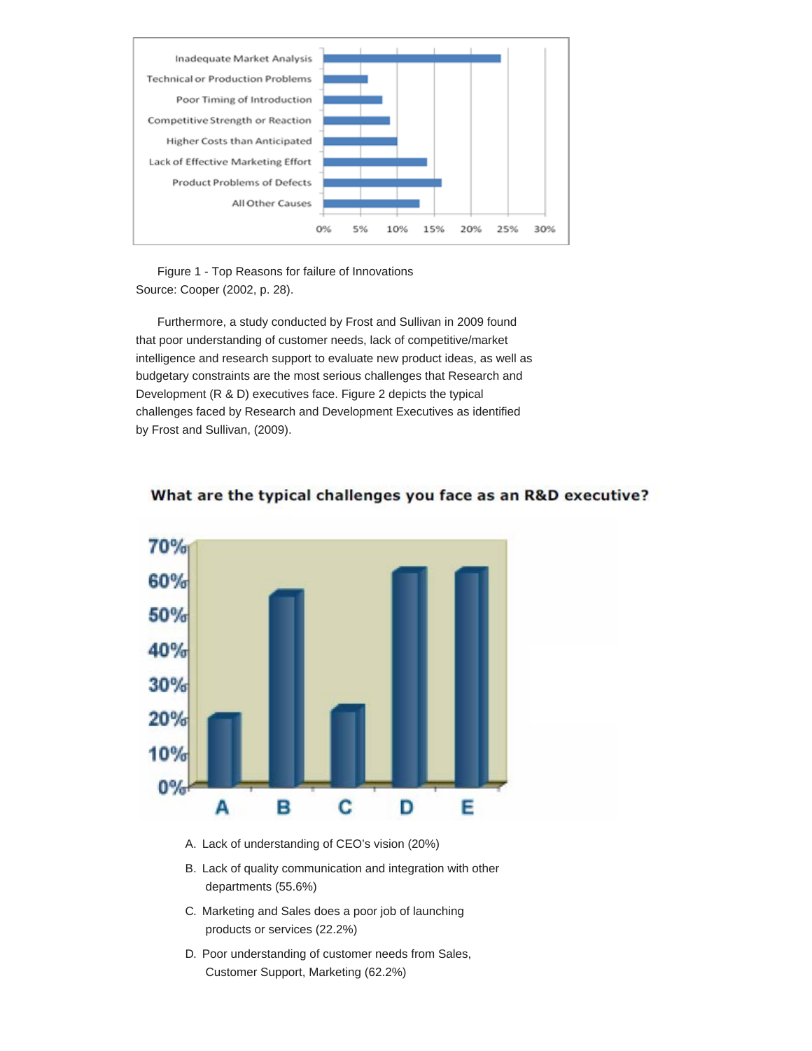Figure 1 - Top Reasons for failure of Innovations
Source: Cooper (2002, p. 28).

Furthermore, a study conducted by Frost and Sullivan in 2009 found that poor understanding of customer needs, lack of competitive/market intelligence and research support to evaluate new product ideas, as well as budgetary constraints are the most serious challenges that Research and Development (R & D) executives face. Figure 2 depicts the typical challenges faced by Research and Development Executives as identified by Frost and Sullivan, (2009).

**What are the typical challenges you face as an R&D executive?**

A. Lack of understanding of CEO's vision (20%)

B. Lack of quality communication and integration with other departments (55.6%)

C. Marketing and Sales does a poor job of launching products or services (22.2%)

D. Poor understanding of customer needs from Sales, Customer Support, Marketing (62.2%)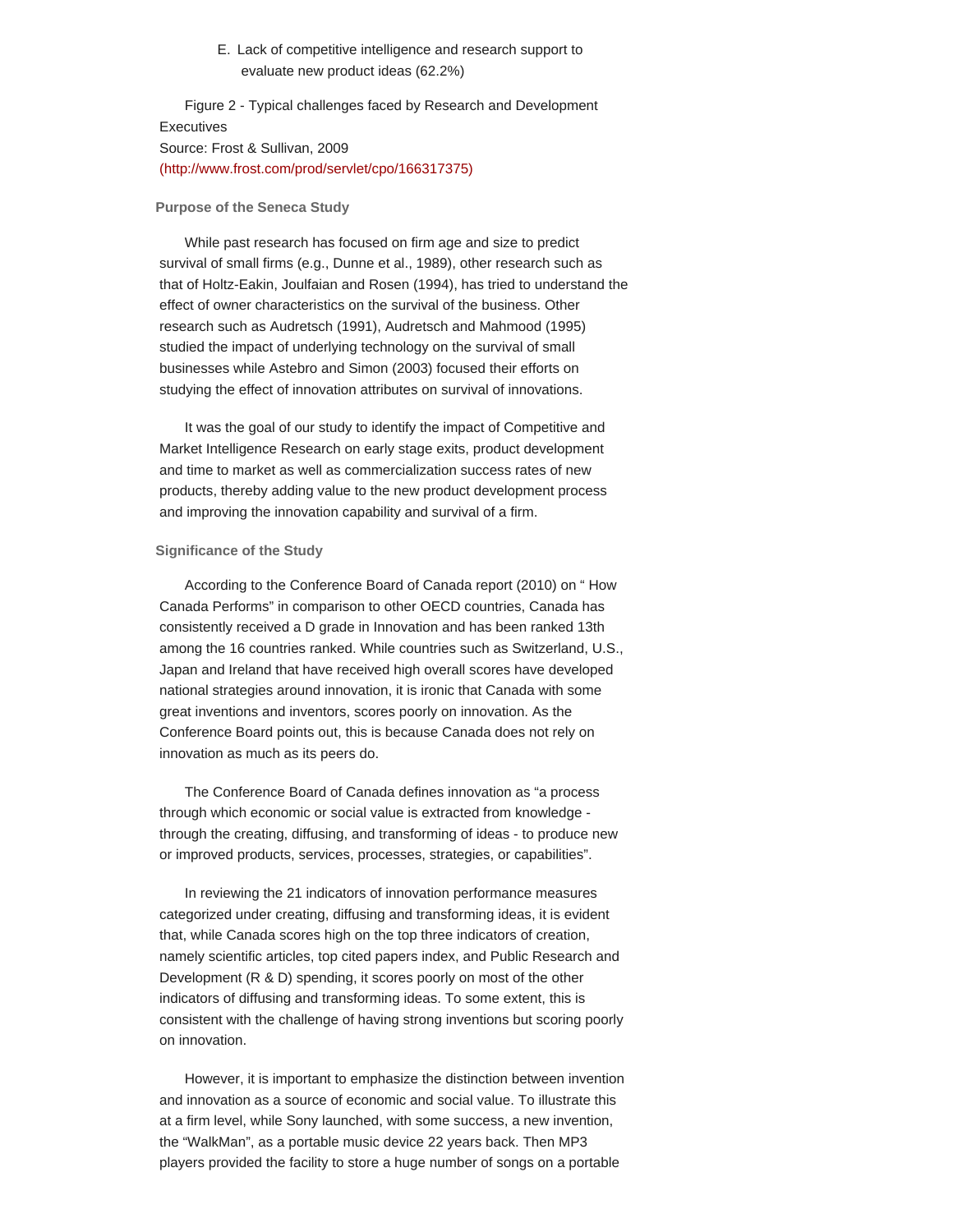E. Lack of competitive intelligence and research support to evaluate new product ideas (62.2%)

Figure 2 - Typical challenges faced by Research and Development Executives
Source: Frost & Sullivan, 2009
(http://www.frost.com/prod/servlet/cpo/166317375)

### Purpose of the Seneca Study

While past research has focused on firm age and size to predict survival of small firms (e.g., Dunne et al., 1989), other research such as that of Holtz-Eakin, Joulfaian and Rosen (1994), has tried to understand the effect of owner characteristics on the survival of the business. Other research such as Audretsch (1991), Audretsch and Mahmood (1995) studied the impact of underlying technology on the survival of small businesses while Astebro and Simon (2003) focused their efforts on studying the effect of innovation attributes on survival of innovations.

It was the goal of our study to identify the impact of Competitive and Market Intelligence Research on early stage exits, product development and time to market as well as commercialization success rates of new products, thereby adding value to the new product development process and improving the innovation capability and survival of a firm.

### Significance of the Study

According to the Conference Board of Canada report (2010) on " How Canada Performs" in comparison to other OECD countries, Canada has consistently received a D grade in Innovation and has been ranked 13th among the 16 countries ranked. While countries such as Switzerland, U.S., Japan and Ireland that have received high overall scores have developed national strategies around innovation, it is ironic that Canada with some great inventions and inventors, scores poorly on innovation. As the Conference Board points out, this is because Canada does not rely on innovation as much as its peers do.

The Conference Board of Canada defines innovation as "a process through which economic or social value is extracted from knowledge - through the creating, diffusing, and transforming of ideas - to produce new or improved products, services, processes, strategies, or capabilities".

In reviewing the 21 indicators of innovation performance measures categorized under creating, diffusing and transforming ideas, it is evident that, while Canada scores high on the top three indicators of creation, namely scientific articles, top cited papers index, and Public Research and Development (R & D) spending, it scores poorly on most of the other indicators of diffusing and transforming ideas. To some extent, this is consistent with the challenge of having strong inventions but scoring poorly on innovation.

However, it is important to emphasize the distinction between invention and innovation as a source of economic and social value. To illustrate this at a firm level, while Sony launched, with some success, a new invention, the "WalkMan", as a portable music device 22 years back. Then MP3 players provided the facility to store a huge number of songs on a portable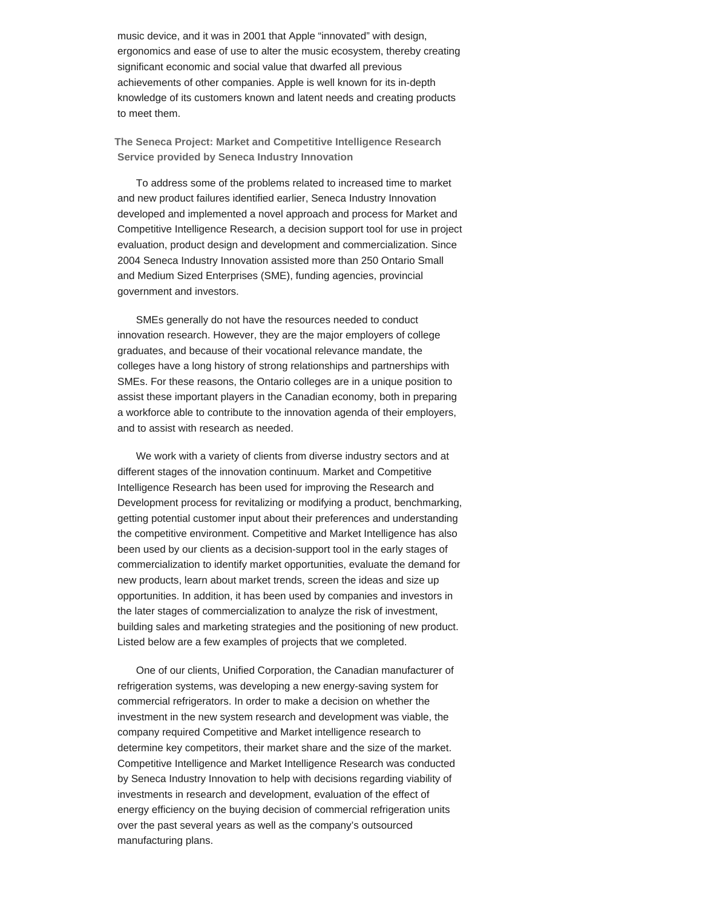music device, and it was in 2001 that Apple “innovated” with design, ergonomics and ease of use to alter the music ecosystem, thereby creating significant economic and social value that dwarfed all previous achievements of other companies. Apple is well known for its in-depth knowledge of its customers known and latent needs and creating products to meet them.

### The Seneca Project: Market and Competitive Intelligence Research Service provided by Seneca Industry Innovation

To address some of the problems related to increased time to market and new product failures identified earlier, Seneca Industry Innovation developed and implemented a novel approach and process for Market and Competitive Intelligence Research, a decision support tool for use in project evaluation, product design and development and commercialization. Since 2004 Seneca Industry Innovation assisted more than 250 Ontario Small and Medium Sized Enterprises (SME), funding agencies, provincial government and investors.

SMEs generally do not have the resources needed to conduct innovation research. However, they are the major employers of college graduates, and because of their vocational relevance mandate, the colleges have a long history of strong relationships and partnerships with SMEs. For these reasons, the Ontario colleges are in a unique position to assist these important players in the Canadian economy, both in preparing a workforce able to contribute to the innovation agenda of their employers, and to assist with research as needed.

We work with a variety of clients from diverse industry sectors and at different stages of the innovation continuum. Market and Competitive Intelligence Research has been used for improving the Research and Development process for revitalizing or modifying a product, benchmarking, getting potential customer input about their preferences and understanding the competitive environment. Competitive and Market Intelligence has also been used by our clients as a decision-support tool in the early stages of commercialization to identify market opportunities, evaluate the demand for new products, learn about market trends, screen the ideas and size up opportunities. In addition, it has been used by companies and investors in the later stages of commercialization to analyze the risk of investment, building sales and marketing strategies and the positioning of new product. Listed below are a few examples of projects that we completed.

One of our clients, Unified Corporation, the Canadian manufacturer of refrigeration systems, was developing a new energy-saving system for commercial refrigerators. In order to make a decision on whether the investment in the new system research and development was viable, the company required Competitive and Market intelligence research to determine key competitors, their market share and the size of the market. Competitive Intelligence and Market Intelligence Research was conducted by Seneca Industry Innovation to help with decisions regarding viability of investments in research and development, evaluation of the effect of energy efficiency on the buying decision of commercial refrigeration units over the past several years as well as the company’s outsourced manufacturing plans.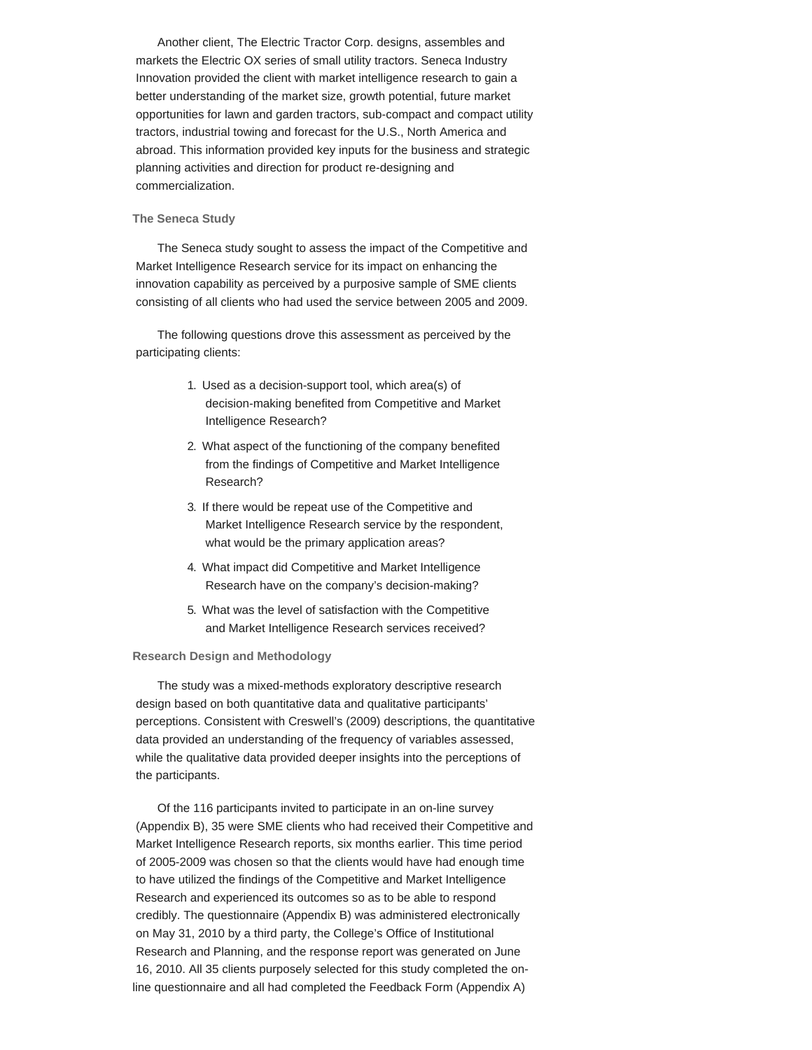Another client, The Electric Tractor Corp. designs, assembles and markets the Electric OX series of small utility tractors. Seneca Industry Innovation provided the client with market intelligence research to gain a better understanding of the market size, growth potential, future market opportunities for lawn and garden tractors, sub-compact and compact utility tractors, industrial towing and forecast for the U.S., North America and abroad. This information provided key inputs for the business and strategic planning activities and direction for product re-designing and commercialization.

### The Seneca Study

The Seneca study sought to assess the impact of the Competitive and Market Intelligence Research service for its impact on enhancing the innovation capability as perceived by a purposive sample of SME clients consisting of all clients who had used the service between 2005 and 2009.

The following questions drove this assessment as perceived by the participating clients:

1. Used as a decision-support tool, which area(s) of decision-making benefited from Competitive and Market Intelligence Research?
2. What aspect of the functioning of the company benefited from the findings of Competitive and Market Intelligence Research?
3. If there would be repeat use of the Competitive and Market Intelligence Research service by the respondent, what would be the primary application areas?
4. What impact did Competitive and Market Intelligence Research have on the company's decision-making?
5. What was the level of satisfaction with the Competitive and Market Intelligence Research services received?

### Research Design and Methodology

The study was a mixed-methods exploratory descriptive research design based on both quantitative data and qualitative participants' perceptions. Consistent with Creswell's (2009) descriptions, the quantitative data provided an understanding of the frequency of variables assessed, while the qualitative data provided deeper insights into the perceptions of the participants.

Of the 116 participants invited to participate in an on-line survey (Appendix B), 35 were SME clients who had received their Competitive and Market Intelligence Research reports, six months earlier. This time period of 2005-2009 was chosen so that the clients would have had enough time to have utilized the findings of the Competitive and Market Intelligence Research and experienced its outcomes so as to be able to respond credibly. The questionnaire (Appendix B) was administered electronically on May 31, 2010 by a third party, the College's Office of Institutional Research and Planning, and the response report was generated on June 16, 2010. All 35 clients purposely selected for this study completed the on-line questionnaire and all had completed the Feedback Form (Appendix A)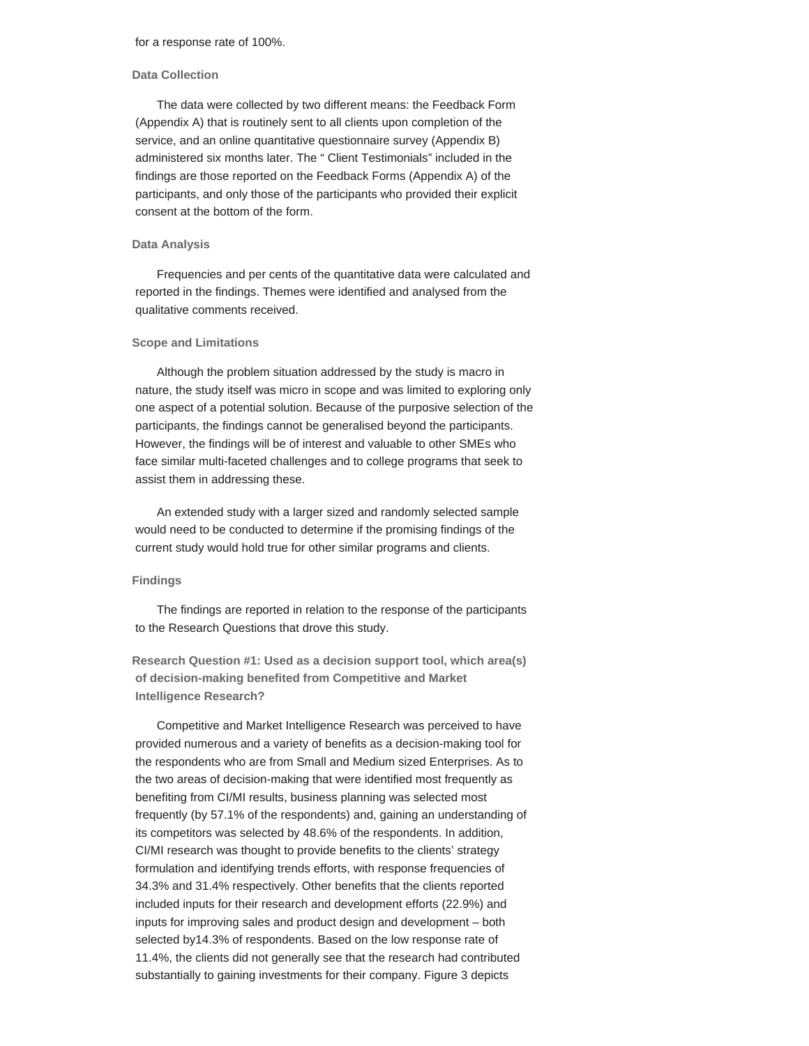for a response rate of 100%.

### Data Collection

The data were collected by two different means: the Feedback Form (Appendix A) that is routinely sent to all clients upon completion of the service, and an online quantitative questionnaire survey (Appendix B) administered six months later. The “ Client Testimonials” included in the findings are those reported on the Feedback Forms (Appendix A) of the participants, and only those of the participants who provided their explicit consent at the bottom of the form.

### Data Analysis

Frequencies and per cents of the quantitative data were calculated and reported in the findings. Themes were identified and analysed from the qualitative comments received.

### Scope and Limitations

Although the problem situation addressed by the study is macro in nature, the study itself was micro in scope and was limited to exploring only one aspect of a potential solution. Because of the purposive selection of the participants, the findings cannot be generalised beyond the participants. However, the findings will be of interest and valuable to other SMEs who face similar multi-faceted challenges and to college programs that seek to assist them in addressing these.

An extended study with a larger sized and randomly selected sample would need to be conducted to determine if the promising findings of the current study would hold true for other similar programs and clients.

### Findings

The findings are reported in relation to the response of the participants to the Research Questions that drove this study.

#### Research Question #1: Used as a decision support tool, which area(s) of decision-making benefited from Competitive and Market Intelligence Research?

Competitive and Market Intelligence Research was perceived to have provided numerous and a variety of benefits as a decision-making tool for the respondents who are from Small and Medium sized Enterprises. As to the two areas of decision-making that were identified most frequently as benefiting from CI/MI results, business planning was selected most frequently (by 57.1% of the respondents) and, gaining an understanding of its competitors was selected by 48.6% of the respondents. In addition, CI/MI research was thought to provide benefits to the clients’ strategy formulation and identifying trends efforts, with response frequencies of 34.3% and 31.4% respectively. Other benefits that the clients reported included inputs for their research and development efforts (22.9%) and inputs for improving sales and product design and development – both selected by14.3% of respondents. Based on the low response rate of 11.4%, the clients did not generally see that the research had contributed substantially to gaining investments for their company. Figure 3 depicts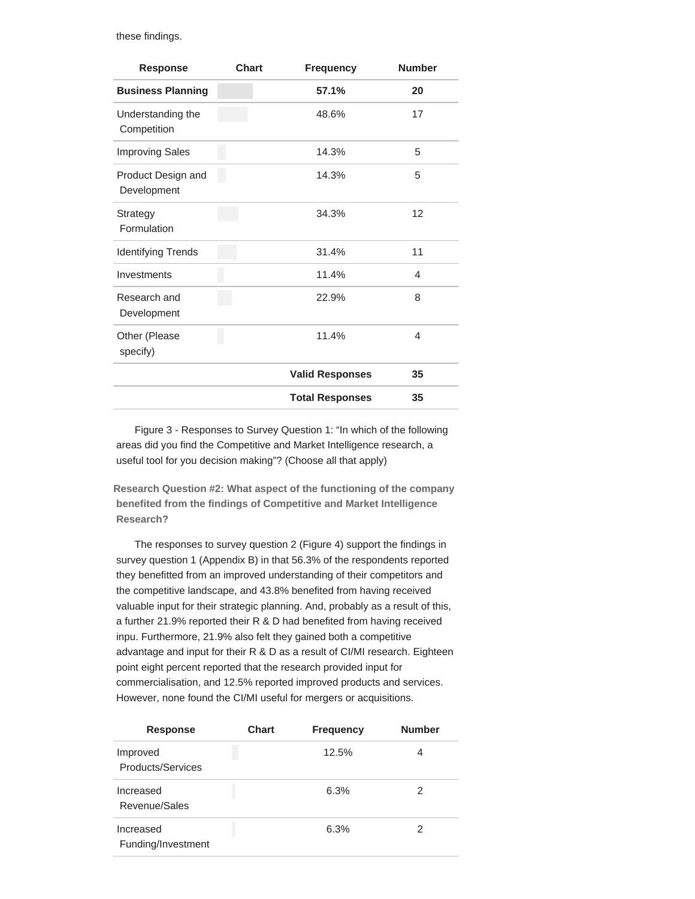these findings.

| Response | Chart | Frequency | Number |
|---|---|---|---|
| **Business Planning** | | **57.1%** | **20** |
| Understanding the Competition | | 48.6% | 17 |
| Improving Sales | | 14.3% | 5 |
| Product Design and Development | | 14.3% | 5 |
| Strategy Formulation | | 34.3% | 12 |
| Identifying Trends | | 31.4% | 11 |
| Investments | | 11.4% | 4 |
| Research and Development | | 22.9% | 8 |
| Other (Please specify) | | 11.4% | 4 |
| | | **Valid Responses** | **35** |
| | | **Total Responses** | **35** |

Figure 3 - Responses to Survey Question 1: “In which of the following areas did you find the Competitive and Market Intelligence research, a useful tool for you decision making”? (Choose all that apply)

**Research Question #2: What aspect of the functioning of the company benefited from the findings of Competitive and Market Intelligence Research?**

The responses to survey question 2 (Figure 4) support the findings in survey question 1 (Appendix B) in that 56.3% of the respondents reported they benefitted from an improved understanding of their competitors and the competitive landscape, and 43.8% benefited from having received valuable input for their strategic planning. And, probably as a result of this, a further 21.9% reported their R & D had benefited from having received inpu. Furthermore, 21.9% also felt they gained both a competitive advantage and input for their R & D as a result of CI/MI research. Eighteen point eight percent reported that the research provided input for commercialisation, and 12.5% reported improved products and services. However, none found the CI/MI useful for mergers or acquisitions.

| Response | Chart | Frequency | Number |
|---|---|---|---|
| Improved Products/Services | | 12.5% | 4 |
| Increased Revenue/Sales | | 6.3% | 2 |
| Increased Funding/Investment | | 6.3% | 2 |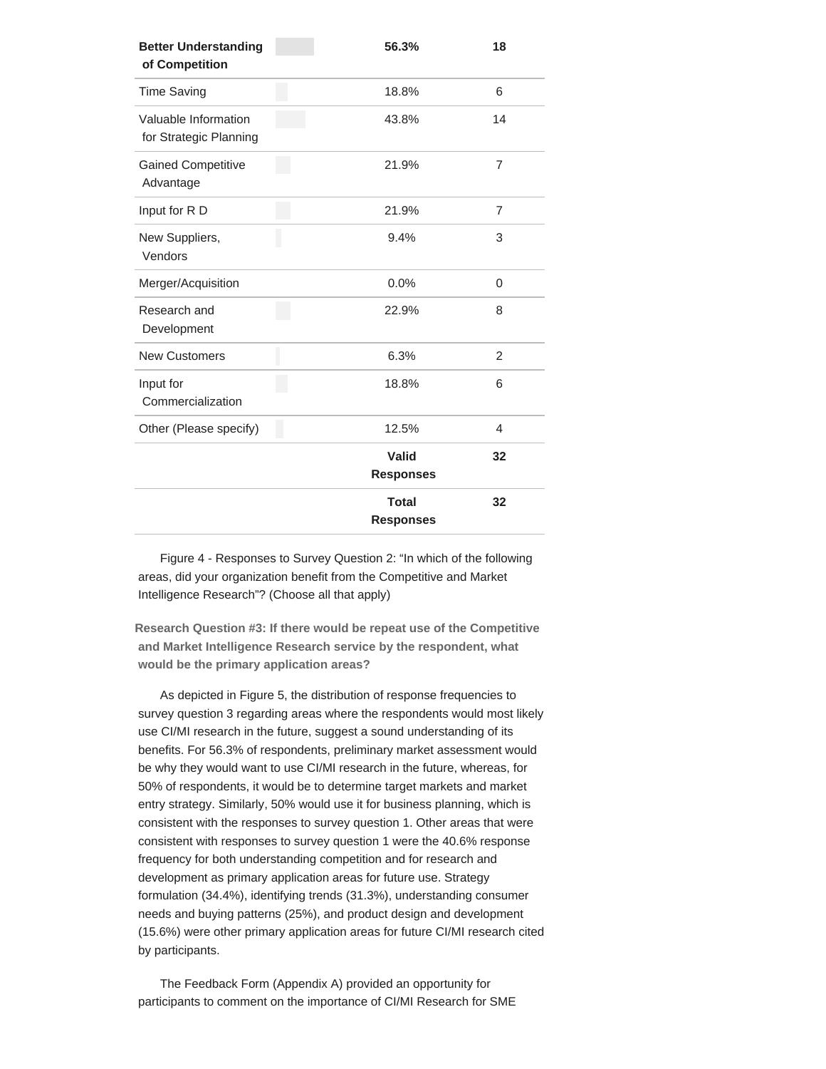| | | | |
|---|---|---|---|
| **Better Understanding of Competition** | | **56.3%** | **18** |
| Time Saving | | 18.8% | 6 |
| Valuable Information for Strategic Planning | | 43.8% | 14 |
| Gained Competitive Advantage | | 21.9% | 7 |
| Input for R D | | 21.9% | 7 |
| New Suppliers, Vendors | | 9.4% | 3 |
| Merger/Acquisition | | 0.0% | 0 |
| Research and Development | | 22.9% | 8 |
| New Customers | | 6.3% | 2 |
| Input for Commercialization | | 18.8% | 6 |
| Other (Please specify) | | 12.5% | 4 |
| | | **Valid Responses** | **32** |
| | | **Total Responses** | **32** |

Figure 4 - Responses to Survey Question 2: “In which of the following areas, did your organization benefit from the Competitive and Market Intelligence Research”? (Choose all that apply)

**Research Question #3: If there would be repeat use of the Competitive and Market Intelligence Research service by the respondent, what would be the primary application areas?**

As depicted in Figure 5, the distribution of response frequencies to survey question 3 regarding areas where the respondents would most likely use CI/MI research in the future, suggest a sound understanding of its benefits. For 56.3% of respondents, preliminary market assessment would be why they would want to use CI/MI research in the future, whereas, for 50% of respondents, it would be to determine target markets and market entry strategy. Similarly, 50% would use it for business planning, which is consistent with the responses to survey question 1. Other areas that were consistent with responses to survey question 1 were the 40.6% response frequency for both understanding competition and for research and development as primary application areas for future use. Strategy formulation (34.4%), identifying trends (31.3%), understanding consumer needs and buying patterns (25%), and product design and development (15.6%) were other primary application areas for future CI/MI research cited by participants.

The Feedback Form (Appendix A) provided an opportunity for participants to comment on the importance of CI/MI Research for SME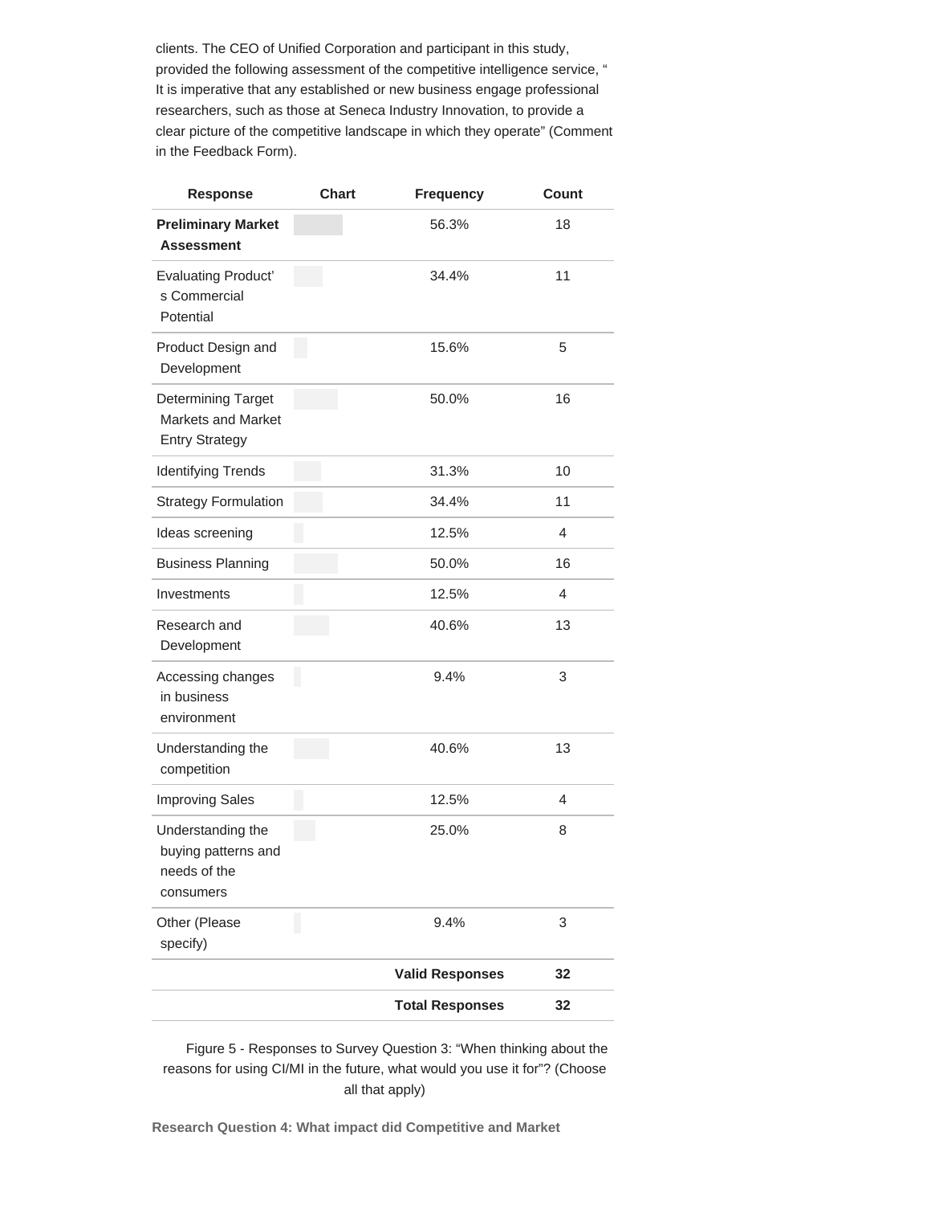clients. The CEO of Unified Corporation and participant in this study, provided the following assessment of the competitive intelligence service, " It is imperative that any established or new business engage professional researchers, such as those at Seneca Industry Innovation, to provide a clear picture of the competitive landscape in which they operate" (Comment in the Feedback Form).

| Response | Chart | Frequency | Count |
| --- | --- | --- | --- |
| **Preliminary Market Assessment** | | 56.3% | 18 |
| Evaluating Product' s Commercial Potential | | 34.4% | 11 |
| Product Design and Development | | 15.6% | 5 |
| Determining Target Markets and Market Entry Strategy | | 50.0% | 16 |
| Identifying Trends | | 31.3% | 10 |
| Strategy Formulation | | 34.4% | 11 |
| Ideas screening | | 12.5% | 4 |
| Business Planning | | 50.0% | 16 |
| Investments | | 12.5% | 4 |
| Research and Development | | 40.6% | 13 |
| Accessing changes in business environment | | 9.4% | 3 |
| Understanding the competition | | 40.6% | 13 |
| Improving Sales | | 12.5% | 4 |
| Understanding the buying patterns and needs of the consumers | | 25.0% | 8 |
| Other (Please specify) | | 9.4% | 3 |
| | | **Valid Responses** | **32** |
| | | **Total Responses** | **32** |

Figure 5 - Responses to Survey Question 3: "When thinking about the reasons for using CI/MI in the future, what would you use it for"? (Choose all that apply)

**Research Question 4: What impact did Competitive and Market**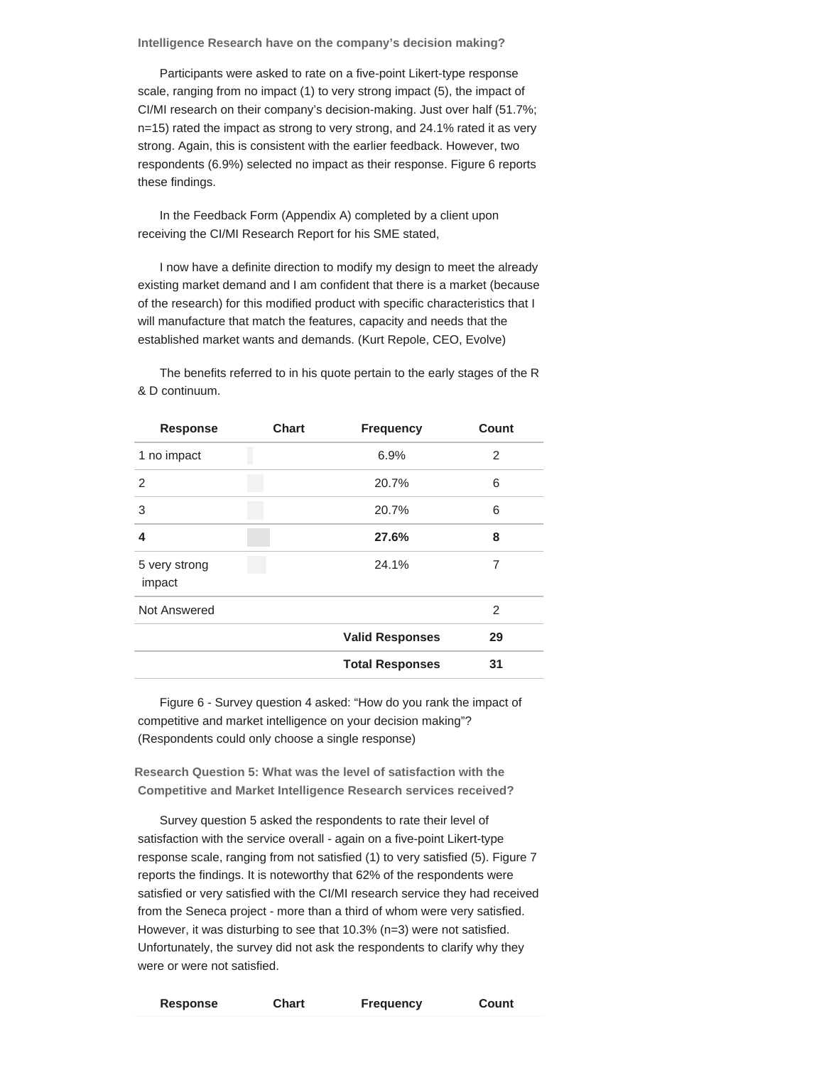**Intelligence Research have on the company's decision making?**

Participants were asked to rate on a five-point Likert-type response scale, ranging from no impact (1) to very strong impact (5), the impact of CI/MI research on their company's decision-making. Just over half (51.7%; n=15) rated the impact as strong to very strong, and 24.1% rated it as very strong. Again, this is consistent with the earlier feedback. However, two respondents (6.9%) selected no impact as their response. Figure 6 reports these findings.

In the Feedback Form (Appendix A) completed by a client upon receiving the CI/MI Research Report for his SME stated,

I now have a definite direction to modify my design to meet the already existing market demand and I am confident that there is a market (because of the research) for this modified product with specific characteristics that I will manufacture that match the features, capacity and needs that the established market wants and demands. (Kurt Repole, CEO, Evolve)

The benefits referred to in his quote pertain to the early stages of the R & D continuum.

| Response | Chart | Frequency | Count |
|---|---|---|---|
| 1 no impact | | 6.9% | 2 |
| 2 | | 20.7% | 6 |
| 3 | | 20.7% | 6 |
| **4** | | **27.6%** | **8** |
| 5 very strong impact | | 24.1% | 7 |
| Not Answered | | | 2 |
| | | **Valid Responses** | **29** |
| | | **Total Responses** | **31** |

Figure 6 - Survey question 4 asked: "How do you rank the impact of competitive and market intelligence on your decision making"? (Respondents could only choose a single response)

**Research Question 5: What was the level of satisfaction with the Competitive and Market Intelligence Research services received?**

Survey question 5 asked the respondents to rate their level of satisfaction with the service overall - again on a five-point Likert-type response scale, ranging from not satisfied (1) to very satisfied (5). Figure 7 reports the findings. It is noteworthy that 62% of the respondents were satisfied or very satisfied with the CI/MI research service they had received from the Seneca project - more than a third of whom were very satisfied. However, it was disturbing to see that 10.3% (n=3) were not satisfied. Unfortunately, the survey did not ask the respondents to clarify why they were or were not satisfied.

| Response | Chart | Frequency | Count |
|---|---|---|---|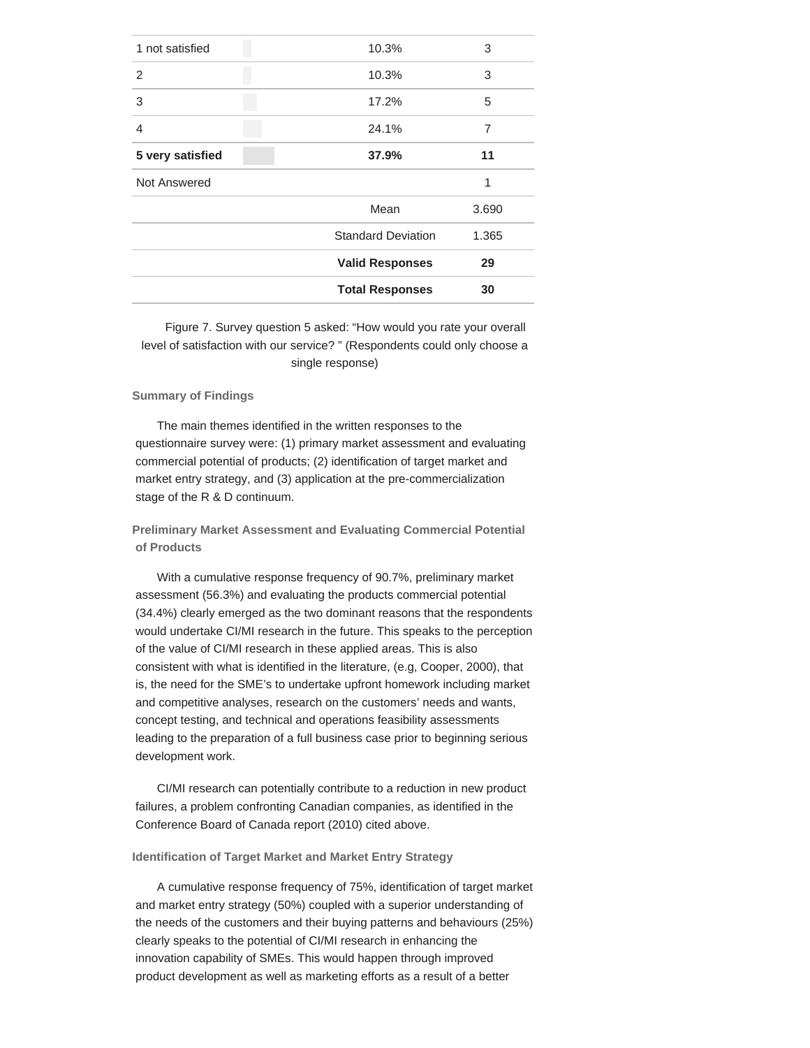| | | |
|---|---|---|
| 1 not satisfied | 10.3% | 3 |
| 2 | 10.3% | 3 |
| 3 | 17.2% | 5 |
| 4 | 24.1% | 7 |
| **5 very satisfied** | **37.9%** | **11** |
| Not Answered | | 1 |
| | Mean | 3.690 |
| | Standard Deviation | 1.365 |
| | **Valid Responses** | **29** |
| | **Total Responses** | **30** |

Figure 7. Survey question 5 asked: "How would you rate your overall level of satisfaction with our service? " (Respondents could only choose a single response)

### Summary of Findings

The main themes identified in the written responses to the questionnaire survey were: (1) primary market assessment and evaluating commercial potential of products; (2) identification of target market and market entry strategy, and (3) application at the pre-commercialization stage of the R & D continuum.

### Preliminary Market Assessment and Evaluating Commercial Potential of Products

With a cumulative response frequency of 90.7%, preliminary market assessment (56.3%) and evaluating the products commercial potential (34.4%) clearly emerged as the two dominant reasons that the respondents would undertake CI/MI research in the future. This speaks to the perception of the value of CI/MI research in these applied areas. This is also consistent with what is identified in the literature, (e.g, Cooper, 2000), that is, the need for the SME's to undertake upfront homework including market and competitive analyses, research on the customers' needs and wants, concept testing, and technical and operations feasibility assessments leading to the preparation of a full business case prior to beginning serious development work.

CI/MI research can potentially contribute to a reduction in new product failures, a problem confronting Canadian companies, as identified in the Conference Board of Canada report (2010) cited above.

### Identification of Target Market and Market Entry Strategy

A cumulative response frequency of 75%, identification of target market and market entry strategy (50%) coupled with a superior understanding of the needs of the customers and their buying patterns and behaviours (25%) clearly speaks to the potential of CI/MI research in enhancing the innovation capability of SMEs. This would happen through improved product development as well as marketing efforts as a result of a better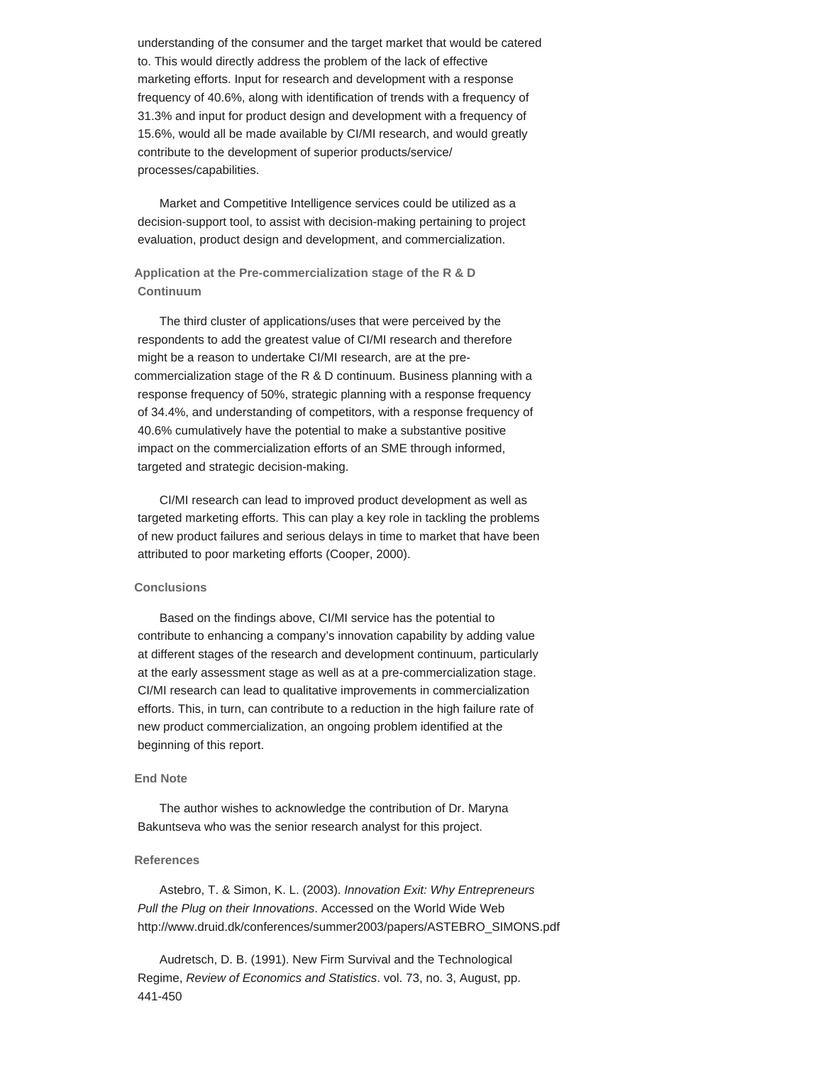understanding of the consumer and the target market that would be catered to. This would directly address the problem of the lack of effective marketing efforts. Input for research and development with a response frequency of 40.6%, along with identification of trends with a frequency of 31.3% and input for product design and development with a frequency of 15.6%, would all be made available by CI/MI research, and would greatly contribute to the development of superior products/service/ processes/capabilities.

Market and Competitive Intelligence services could be utilized as a decision-support tool, to assist with decision-making pertaining to project evaluation, product design and development, and commercialization.

### Application at the Pre-commercialization stage of the R & D Continuum

The third cluster of applications/uses that were perceived by the respondents to add the greatest value of CI/MI research and therefore might be a reason to undertake CI/MI research, are at the pre-commercialization stage of the R & D continuum. Business planning with a response frequency of 50%, strategic planning with a response frequency of 34.4%, and understanding of competitors, with a response frequency of 40.6% cumulatively have the potential to make a substantive positive impact on the commercialization efforts of an SME through informed, targeted and strategic decision-making.

CI/MI research can lead to improved product development as well as targeted marketing efforts. This can play a key role in tackling the problems of new product failures and serious delays in time to market that have been attributed to poor marketing efforts (Cooper, 2000).

### Conclusions

Based on the findings above, CI/MI service has the potential to contribute to enhancing a company's innovation capability by adding value at different stages of the research and development continuum, particularly at the early assessment stage as well as at a pre-commercialization stage. CI/MI research can lead to qualitative improvements in commercialization efforts. This, in turn, can contribute to a reduction in the high failure rate of new product commercialization, an ongoing problem identified at the beginning of this report.

### End Note

The author wishes to acknowledge the contribution of Dr. Maryna Bakuntseva who was the senior research analyst for this project.

### References

Astebro, T. & Simon, K. L. (2003). *Innovation Exit: Why Entrepreneurs Pull the Plug on their Innovations*. Accessed on the World Wide Web http://www.druid.dk/conferences/summer2003/papers/ASTEBRO_SIMONS.pdf

Audretsch, D. B. (1991). New Firm Survival and the Technological Regime, *Review of Economics and Statistics*. vol. 73, no. 3, August, pp. 441-450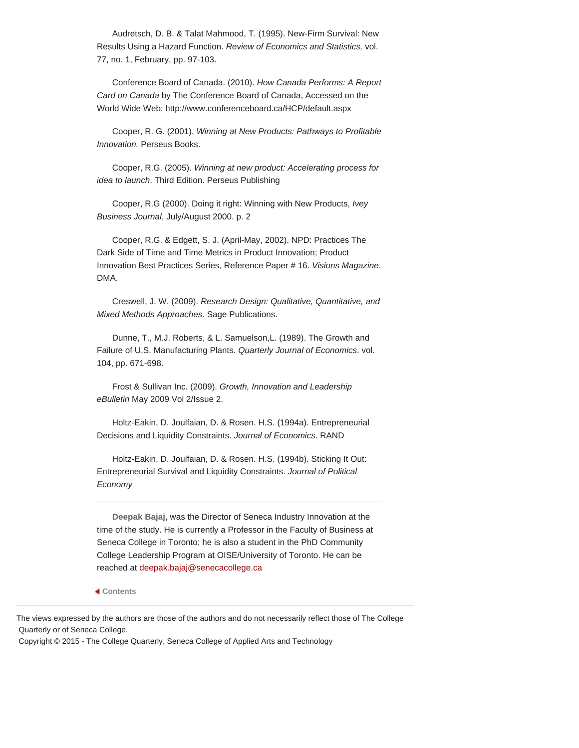Audretsch, D. B. & Talat Mahmood, T. (1995). New-Firm Survival: New Results Using a Hazard Function. *Review of Economics and Statistics,* vol. 77, no. 1, February, pp. 97-103.

Conference Board of Canada. (2010). *How Canada Performs: A Report Card on Canada* by The Conference Board of Canada, Accessed on the World Wide Web: http://www.conferenceboard.ca/HCP/default.aspx

Cooper, R. G. (2001). *Winning at New Products: Pathways to Profitable Innovation.* Perseus Books.

Cooper, R.G. (2005). *Winning at new product: Accelerating process for idea to launch*. Third Edition. Perseus Publishing

Cooper, R.G (2000). Doing it right: Winning with New Products, *Ivey Business Journal*, July/August 2000. p. 2

Cooper, R.G. & Edgett, S. J. (April-May, 2002). NPD: Practices The Dark Side of Time and Time Metrics in Product Innovation; Product Innovation Best Practices Series, Reference Paper # 16. *Visions Magazine*. DMA.

Creswell, J. W. (2009). *Research Design: Qualitative, Quantitative, and Mixed Methods Approaches*. Sage Publications.

Dunne, T., M.J. Roberts, & L. Samuelson,L. (1989). The Growth and Failure of U.S. Manufacturing Plants. *Quarterly Journal of Economics*. vol. 104, pp. 671-698.

Frost & Sullivan Inc. (2009). *Growth, Innovation and Leadership eBulletin* May 2009 Vol 2/Issue 2.

Holtz-Eakin, D. Joulfaian, D. & Rosen. H.S. (1994a). Entrepreneurial Decisions and Liquidity Constraints. *Journal of Economics*. RAND

Holtz-Eakin, D. Joulfaian, D. & Rosen. H.S. (1994b). Sticking It Out: Entrepreneurial Survival and Liquidity Constraints. *Journal of Political Economy*

---

**Deepak Bajaj**, was the Director of Seneca Industry Innovation at the time of the study. He is currently a Professor in the Faculty of Business at Seneca College in Toronto; he is also a student in the PhD Community College Leadership Program at OISE/University of Toronto. He can be reached at deepak.bajaj@senecacollege.ca

◀ Contents

---

The views expressed by the authors are those of the authors and do not necessarily reflect those of The College Quarterly or of Seneca College.
Copyright © 2015 - The College Quarterly, Seneca College of Applied Arts and Technology